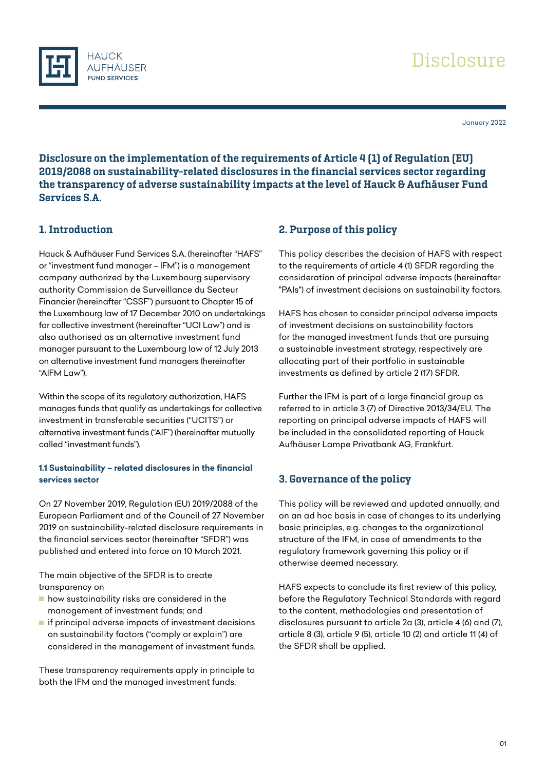HAUCK AUFHÄUSER FUND SERVICES

# Disclosure

January 2022

## Disclosure on the implementation of the requirements of Article 4 (1) of Regulation (EU) 2019/2088 on sustainability-related disclosures in the financial services sector regarding the transparency of adverse sustainability impacts at the level of Hauck & Aufhäuser Fund Services S.A.

### 1. Introduction

Hauck & Aufhäuser Fund Services S.A. (hereinafter "HAFS" or "investment fund manager – IFM") is a management company authorized by the Luxembourg supervisory authority Commission de Surveillance du Secteur Financier (hereinafter "CSSF") pursuant to Chapter 15 of the Luxembourg law of 17 December 2010 on undertakings for collective investment (hereinafter "UCI Law") and is also authorised as an alternative investment fund manager pursuant to the Luxembourg law of 12 July 2013 on alternative investment fund managers (hereinafter "AIFM Law").

Within the scope of its regulatory authorization, HAFS manages funds that qualify as undertakings for collective investment in transferable securities ("UCITS") or alternative investment funds ("AIF") (hereinafter mutually called "investment funds").

#### 1.1 Sustainability – related disclosures in the financial services sector

On 27 November 2019, Regulation (EU) 2019/2088 of the European Parliament and of the Council of 27 November 2019 on sustainability-related disclosure requirements in the financial services sector (hereinafter "SFDR") was published and entered into force on 10 March 2021.

The main objective of the SFDR is to create transparency on

- how sustainability risks are considered in the management of investment funds; and
- if principal adverse impacts of investment decisions on sustainability factors ("comply or explain") are considered in the management of investment funds.

These transparency requirements apply in principle to both the IFM and the managed investment funds.

### 2. Purpose of this policy

This policy describes the decision of HAFS with respect to the requirements of article 4 (1) SFDR regarding the consideration of principal adverse impacts (hereinafter "PAIs") of investment decisions on sustainability factors.

HAFS has chosen to consider principal adverse impacts of investment decisions on sustainability factors for the managed investment funds that are pursuing a sustainable investment strategy, respectively are allocating part of their portfolio in sustainable investments as defined by article 2 (17) SFDR.

Further the IFM is part of a large financial group as referred to in article 3 (7) of Directive 2013/34/EU. The reporting on principal adverse impacts of HAFS will be included in the consolidated reporting of Hauck Aufhäuser Lampe Privatbank AG, Frankfurt.

### 3. Governance of the policy

This policy will be reviewed and updated annually, and on an ad hoc basis in case of changes to its underlying basic principles, e.g. changes to the organizational structure of the IFM, in case of amendments to the regulatory framework governing this policy or if otherwise deemed necessary.

HAFS expects to conclude its first review of this policy, before the Regulatory Technical Standards with regard to the content, methodologies and presentation of disclosures pursuant to article 2a (3), article 4 (6) and (7), article 8 (3), article 9 (5), article 10 (2) and article 11 (4) of the SFDR shall be applied.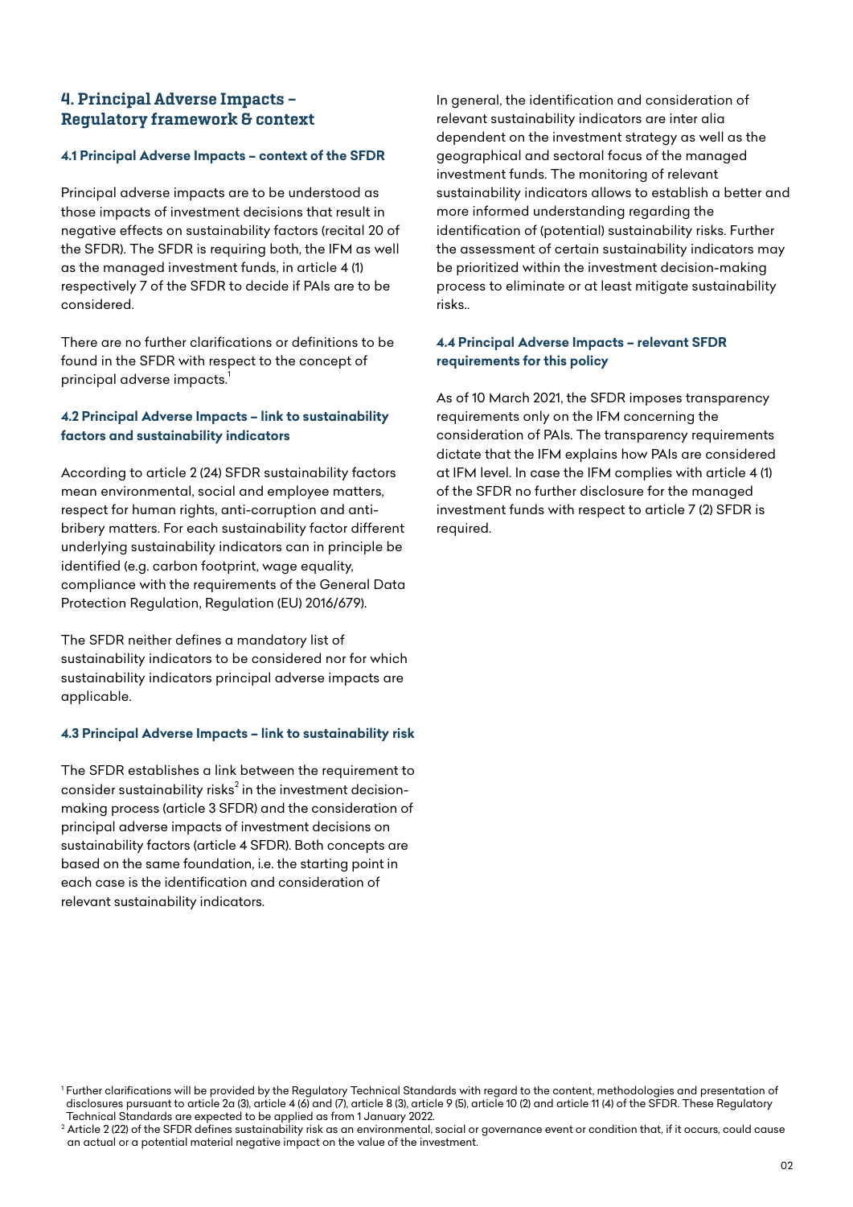## 4. Principal Adverse Impacts – Regulatory framework & context

### 4.1 Principal Adverse Impacts – context of the SFDR

Principal adverse impacts are to be understood as those impacts of investment decisions that result in negative effects on sustainability factors (recital 20 of the SFDR). The SFDR is requiring both, the IFM as well as the managed investment funds, in article 4 (1) respectively 7 of the SFDR to decide if PAIs are to be considered.

There are no further clarifications or definitions to be found in the SFDR with respect to the concept of principal adverse impacts.[1]

### 4.2 Principal Adverse Impacts – link to sustainability factors and sustainability indicators

According to article 2 (24) SFDR sustainability factors mean environmental, social and employee matters, respect for human rights, anti-corruption and anti-bribery matters. For each sustainability factor different underlying sustainability indicators can in principle be identified (e.g. carbon footprint, wage equality, compliance with the requirements of the General Data Protection Regulation, Regulation (EU) 2016/679).

The SFDR neither defines a mandatory list of sustainability indicators to be considered nor for which sustainability indicators principal adverse impacts are applicable.

### 4.3 Principal Adverse Impacts – link to sustainability risk

The SFDR establishes a link between the requirement to consider sustainability risks[2] in the investment decision-making process (article 3 SFDR) and the consideration of principal adverse impacts of investment decisions on sustainability factors (article 4 SFDR). Both concepts are based on the same foundation, i.e. the starting point in each case is the identification and consideration of relevant sustainability indicators.

In general, the identification and consideration of relevant sustainability indicators are inter alia dependent on the investment strategy as well as the geographical and sectoral focus of the managed investment funds. The monitoring of relevant sustainability indicators allows to establish a better and more informed understanding regarding the identification of (potential) sustainability risks. Further the assessment of certain sustainability indicators may be prioritized within the investment decision-making process to eliminate or at least mitigate sustainability risks..

### 4.4 Principal Adverse Impacts – relevant SFDR requirements for this policy

As of 10 March 2021, the SFDR imposes transparency requirements only on the IFM concerning the consideration of PAIs. The transparency requirements dictate that the IFM explains how PAIs are considered at IFM level. In case the IFM complies with article 4 (1) of the SFDR no further disclosure for the managed investment funds with respect to article 7 (2) SFDR is required.

---

[1] Further clarifications will be provided by the Regulatory Technical Standards with regard to the content, methodologies and presentation of disclosures pursuant to article 2a (3), article 4 (6) and (7), article 8 (3), article 9 (5), article 10 (2) and article 11 (4) of the SFDR. These Regulatory Technical Standards are expected to be applied as from 1 January 2022.

[2] Article 2 (22) of the SFDR defines sustainability risk as an environmental, social or governance event or condition that, if it occurs, could cause an actual or a potential material negative impact on the value of the investment.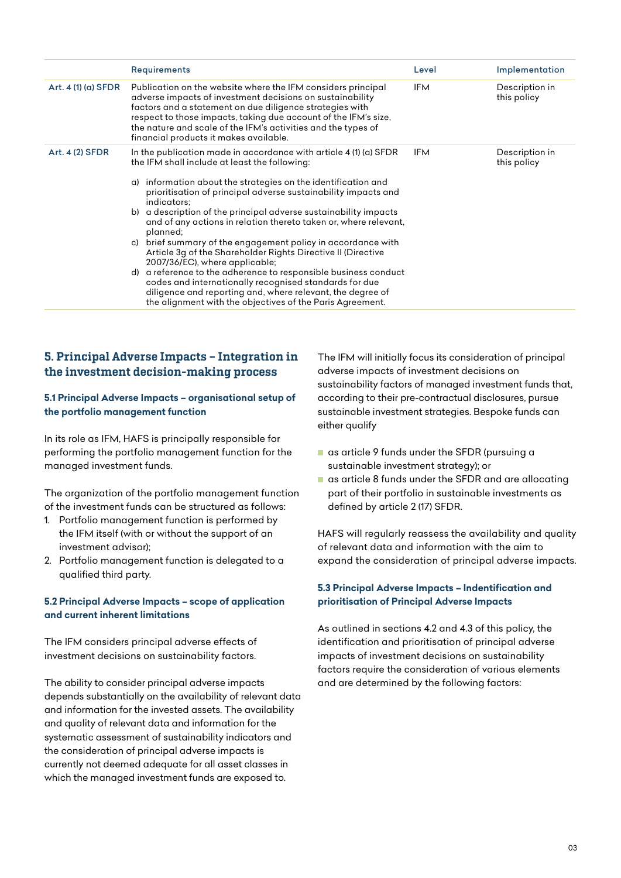| | Requirements | Level | Implementation |
|---|---|---|---|
| Art. 4 (1) (a) SFDR | Publication on the website where the IFM considers principal adverse impacts of investment decisions on sustainability factors and a statement on due diligence strategies with respect to those impacts, taking due account of the IFM's size, the nature and scale of the IFM's activities and the types of financial products it makes available. | IFM | Description in this policy |
| Art. 4 (2) SFDR | In the publication made in accordance with article 4 (1) (a) SFDR the IFM shall include at least the following:<br><br>a) information about the strategies on the identification and prioritisation of principal adverse sustainability impacts and indicators;<br>b) a description of the principal adverse sustainability impacts and of any actions in relation thereto taken or, where relevant, planned;<br>c) brief summary of the engagement policy in accordance with Article 3g of the Shareholder Rights Directive II (Directive 2007/36/EC), where applicable;<br>d) a reference to the adherence to responsible business conduct codes and internationally recognised standards for due diligence and reporting and, where relevant, the degree of the alignment with the objectives of the Paris Agreement. | IFM | Description in this policy |

## 5. Principal Adverse Impacts – Integration in the investment decision-making process

### 5.1 Principal Adverse Impacts – organisational setup of the portfolio management function

In its role as IFM, HAFS is principally responsible for performing the portfolio management function for the managed investment funds.

The organization of the portfolio management function of the investment funds can be structured as follows:

1. Portfolio management function is performed by the IFM itself (with or without the support of an investment advisor);
2. Portfolio management function is delegated to a qualified third party.

### 5.2 Principal Adverse Impacts – scope of application and current inherent limitations

The IFM considers principal adverse effects of investment decisions on sustainability factors.

The ability to consider principal adverse impacts depends substantially on the availability of relevant data and information for the invested assets. The availability and quality of relevant data and information for the systematic assessment of sustainability indicators and the consideration of principal adverse impacts is currently not deemed adequate for all asset classes in which the managed investment funds are exposed to.

The IFM will initially focus its consideration of principal adverse impacts of investment decisions on sustainability factors of managed investment funds that, according to their pre-contractual disclosures, pursue sustainable investment strategies. Bespoke funds can either qualify

- as article 9 funds under the SFDR (pursuing a sustainable investment strategy); or
- as article 8 funds under the SFDR and are allocating part of their portfolio in sustainable investments as defined by article 2 (17) SFDR.

HAFS will regularly reassess the availability and quality of relevant data and information with the aim to expand the consideration of principal adverse impacts.

### 5.3 Principal Adverse Impacts – Indentification and prioritisation of Principal Adverse Impacts

As outlined in sections 4.2 and 4.3 of this policy, the identification and prioritisation of principal adverse impacts of investment decisions on sustainability factors require the consideration of various elements and are determined by the following factors: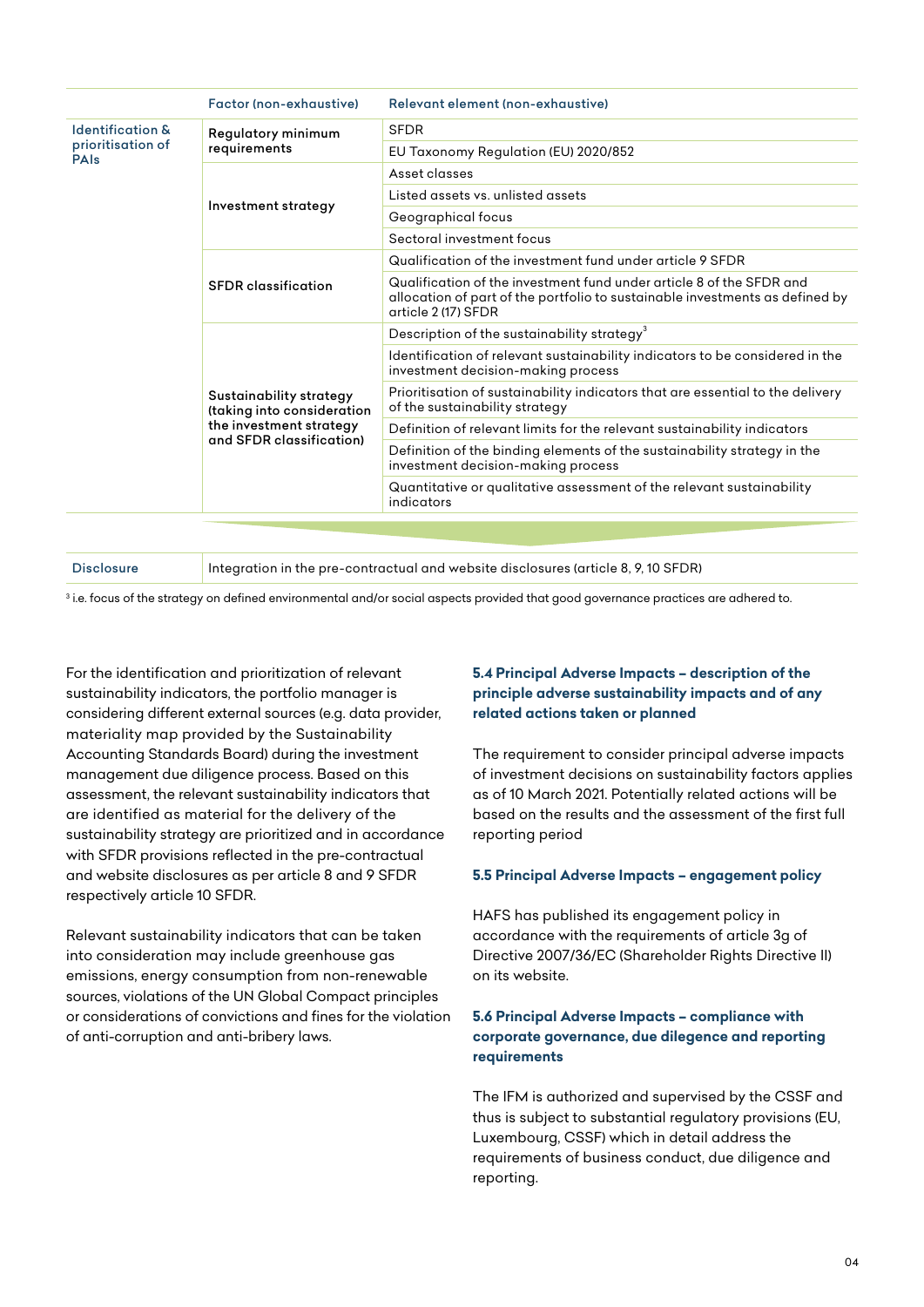| | Factor (non-exhaustive) | Relevant element (non-exhaustive) |
|---|---|---|
| Identification & prioritisation of PAIs | Regulatory minimum requirements | SFDR |
| | | EU Taxonomy Regulation (EU) 2020/852 |
| | Investment strategy | Asset classes |
| | | Listed assets vs. unlisted assets |
| | | Geographical focus |
| | | Sectoral investment focus |
| | SFDR classification | Qualification of the investment fund under article 9 SFDR |
| | | Qualification of the investment fund under article 8 of the SFDR and allocation of part of the portfolio to sustainable investments as defined by article 2 (17) SFDR |
| | Sustainability strategy (taking into consideration the investment strategy and SFDR classification) | Description of the sustainability strategy[3] |
| | | Identification of relevant sustainability indicators to be considered in the investment decision-making process |
| | | Prioritisation of sustainability indicators that are essential to the delivery of the sustainability strategy |
| | | Definition of relevant limits for the relevant sustainability indicators |
| | | Definition of the binding elements of the sustainability strategy in the investment decision-making process |
| | | Quantitative or qualitative assessment of the relevant sustainability indicators |
| Disclosure | Integration in the pre-contractual and website disclosures (article 8, 9, 10 SFDR) | |

[3] i.e. focus of the strategy on defined environmental and/or social aspects provided that good governance practices are adhered to.

For the identification and prioritization of relevant sustainability indicators, the portfolio manager is considering different external sources (e.g. data provider, materiality map provided by the Sustainability Accounting Standards Board) during the investment management due diligence process. Based on this assessment, the relevant sustainability indicators that are identified as material for the delivery of the sustainability strategy are prioritized and in accordance with SFDR provisions reflected in the pre-contractual and website disclosures as per article 8 and 9 SFDR respectively article 10 SFDR.

Relevant sustainability indicators that can be taken into consideration may include greenhouse gas emissions, energy consumption from non-renewable sources, violations of the UN Global Compact principles or considerations of convictions and fines for the violation of anti-corruption and anti-bribery laws.

### 5.4 Principal Adverse Impacts – description of the principle adverse sustainability impacts and of any related actions taken or planned

The requirement to consider principal adverse impacts of investment decisions on sustainability factors applies as of 10 March 2021. Potentially related actions will be based on the results and the assessment of the first full reporting period

### 5.5 Principal Adverse Impacts – engagement policy

HAFS has published its engagement policy in accordance with the requirements of article 3g of Directive 2007/36/EC (Shareholder Rights Directive II) on its website.

### 5.6 Principal Adverse Impacts – compliance with corporate governance, due dilegence and reporting requirements

The IFM is authorized and supervised by the CSSF and thus is subject to substantial regulatory provisions (EU, Luxembourg, CSSF) which in detail address the requirements of business conduct, due diligence and reporting.